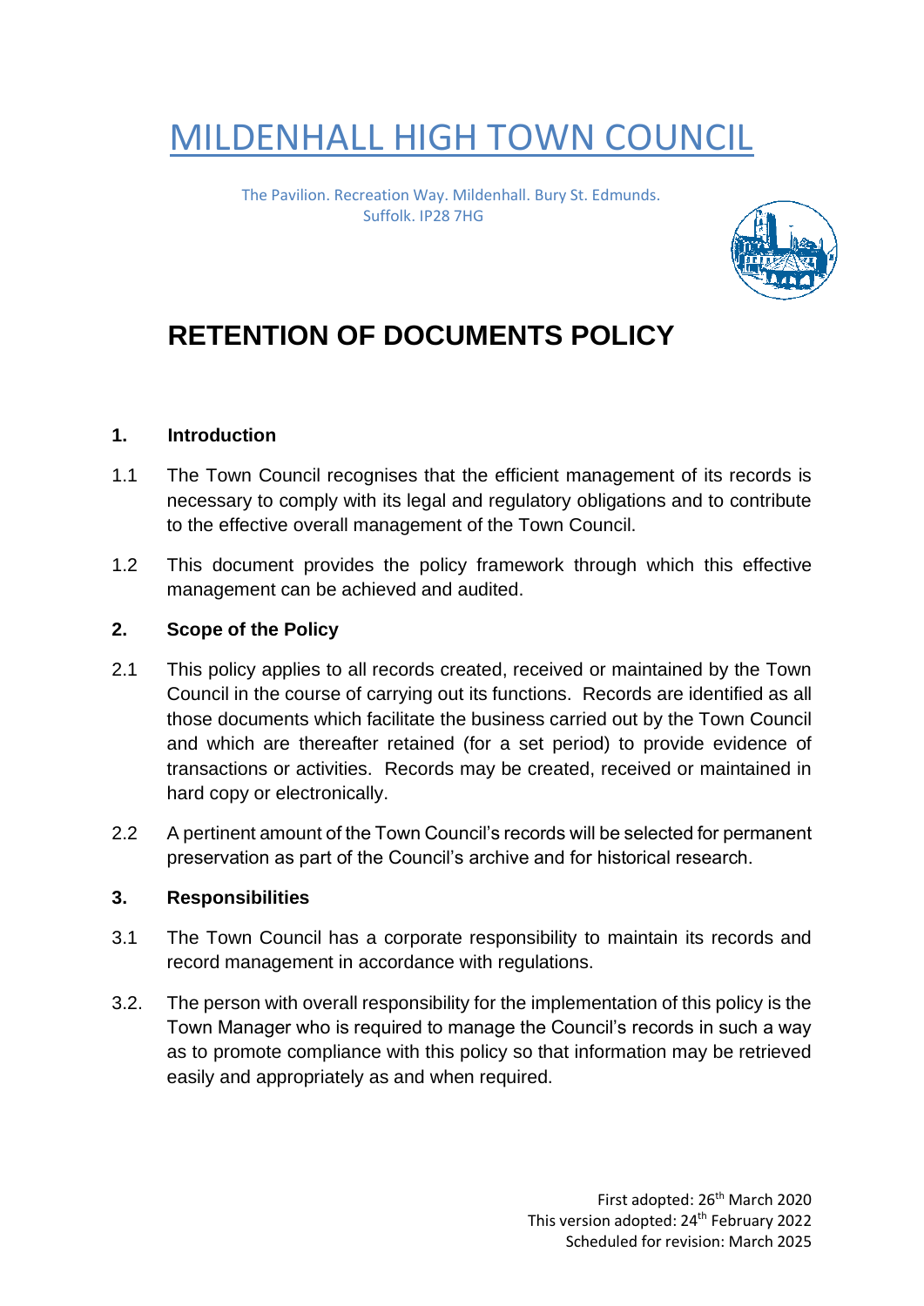# MILDENHALL HIGH TOWN COUNCIL

The Pavilion. Recreation Way. Mildenhall. Bury St. Edmunds.
Suffolk. IP28 7HG

# RETENTION OF DOCUMENTS POLICY

## 1. Introduction

1.1 The Town Council recognises that the efficient management of its records is necessary to comply with its legal and regulatory obligations and to contribute to the effective overall management of the Town Council.

1.2 This document provides the policy framework through which this effective management can be achieved and audited.

## 2. Scope of the Policy

2.1 This policy applies to all records created, received or maintained by the Town Council in the course of carrying out its functions. Records are identified as all those documents which facilitate the business carried out by the Town Council and which are thereafter retained (for a set period) to provide evidence of transactions or activities. Records may be created, received or maintained in hard copy or electronically.

2.2 A pertinent amount of the Town Council's records will be selected for permanent preservation as part of the Council's archive and for historical research.

## 3. Responsibilities

3.1 The Town Council has a corporate responsibility to maintain its records and record management in accordance with regulations.

3.2. The person with overall responsibility for the implementation of this policy is the Town Manager who is required to manage the Council's records in such a way as to promote compliance with this policy so that information may be retrieved easily and appropriately as and when required.

First adopted: 26th March 2020
This version adopted: 24th February 2022
Scheduled for revision: March 2025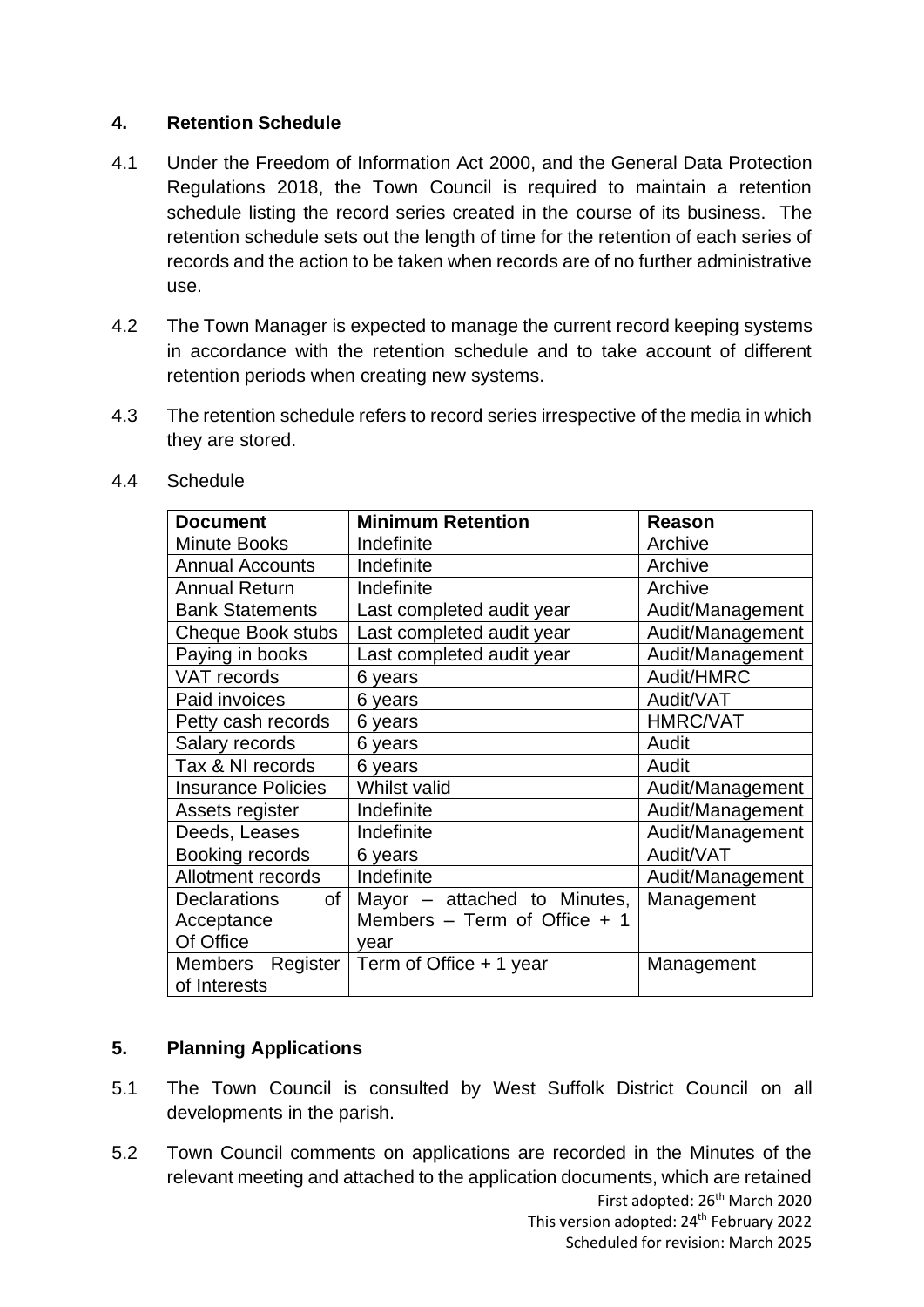## 4. Retention Schedule

4.1 Under the Freedom of Information Act 2000, and the General Data Protection Regulations 2018, the Town Council is required to maintain a retention schedule listing the record series created in the course of its business. The retention schedule sets out the length of time for the retention of each series of records and the action to be taken when records are of no further administrative use.

4.2 The Town Manager is expected to manage the current record keeping systems in accordance with the retention schedule and to take account of different retention periods when creating new systems.

4.3 The retention schedule refers to record series irrespective of the media in which they are stored.

4.4 Schedule

| Document | Minimum Retention | Reason |
|---|---|---|
| Minute Books | Indefinite | Archive |
| Annual Accounts | Indefinite | Archive |
| Annual Return | Indefinite | Archive |
| Bank Statements | Last completed audit year | Audit/Management |
| Cheque Book stubs | Last completed audit year | Audit/Management |
| Paying in books | Last completed audit year | Audit/Management |
| VAT records | 6 years | Audit/HMRC |
| Paid invoices | 6 years | Audit/VAT |
| Petty cash records | 6 years | HMRC/VAT |
| Salary records | 6 years | Audit |
| Tax & NI records | 6 years | Audit |
| Insurance Policies | Whilst valid | Audit/Management |
| Assets register | Indefinite | Audit/Management |
| Deeds, Leases | Indefinite | Audit/Management |
| Booking records | 6 years | Audit/VAT |
| Allotment records | Indefinite | Audit/Management |
| Declarations of Acceptance Of Office | Mayor – attached to Minutes, Members – Term of Office + 1 year | Management |
| Members Register of Interests | Term of Office + 1 year | Management |

## 5. Planning Applications

5.1 The Town Council is consulted by West Suffolk District Council on all developments in the parish.

5.2 Town Council comments on applications are recorded in the Minutes of the relevant meeting and attached to the application documents, which are retained

First adopted: 26th March 2020
This version adopted: 24th February 2022
Scheduled for revision: March 2025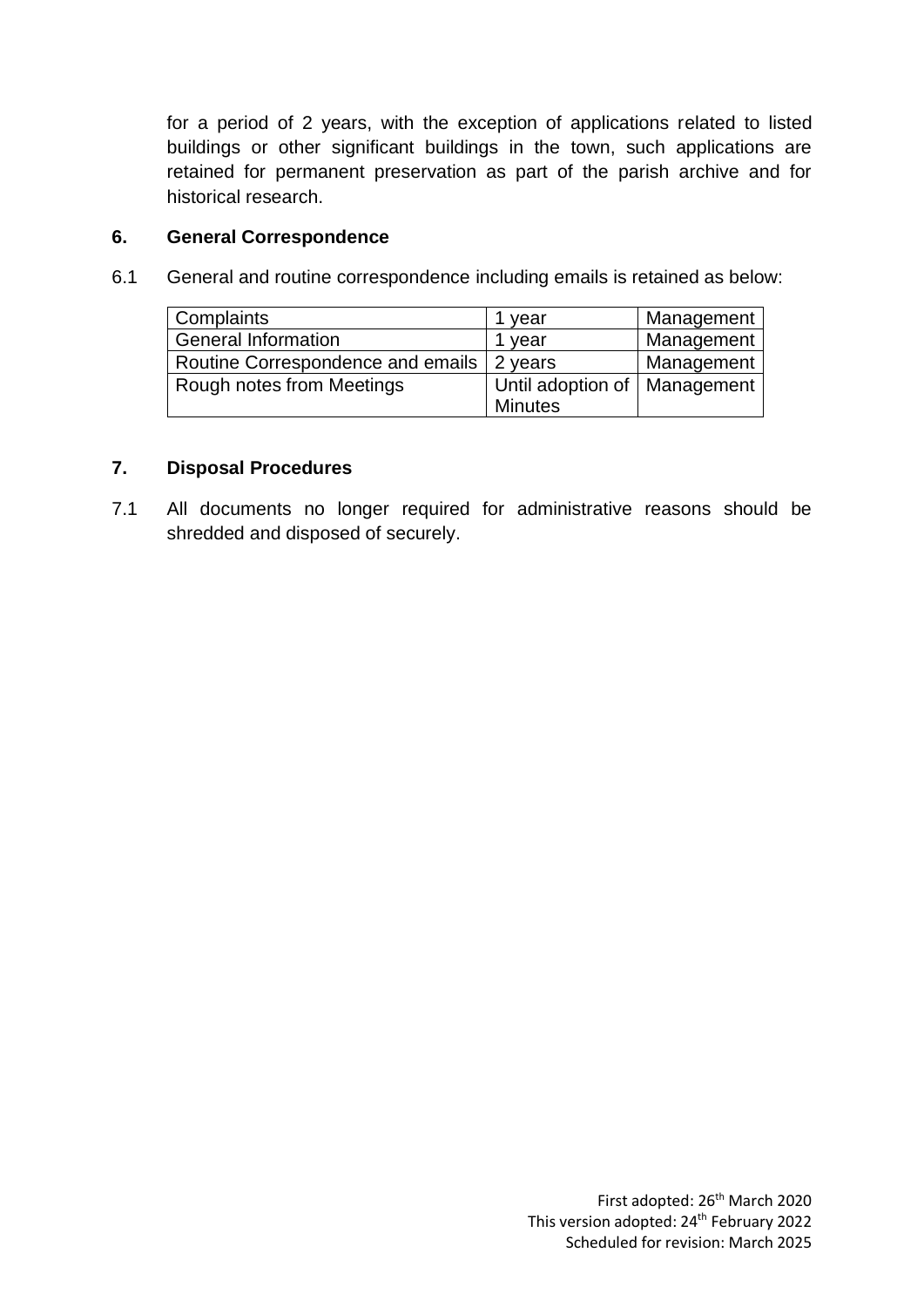for a period of 2 years, with the exception of applications related to listed buildings or other significant buildings in the town, such applications are retained for permanent preservation as part of the parish archive and for historical research.

## 6. General Correspondence

6.1 General and routine correspondence including emails is retained as below:

| | | |
|---|---|---|
| Complaints | 1 year | Management |
| General Information | 1 year | Management |
| Routine Correspondence and emails | 2 years | Management |
| Rough notes from Meetings | Until adoption of Minutes | Management |

## 7. Disposal Procedures

7.1 All documents no longer required for administrative reasons should be shredded and disposed of securely.

First adopted: 26th March 2020
This version adopted: 24th February 2022
Scheduled for revision: March 2025